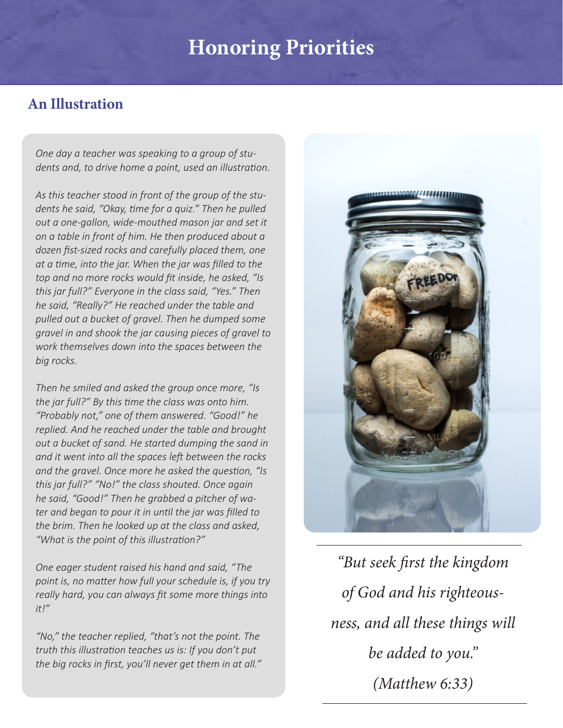# Honoring Priorities

## An Illustration

*One day a teacher was speaking to a group of students and, to drive home a point, used an illustration.*

*As this teacher stood in front of the group of the students he said, "Okay, time for a quiz." Then he pulled out a one-gallon, wide-mouthed mason jar and set it on a table in front of him. He then produced about a dozen fist-sized rocks and carefully placed them, one at a time, into the jar. When the jar was filled to the top and no more rocks would fit inside, he asked, "Is this jar full?" Everyone in the class said, "Yes." Then he said, "Really?" He reached under the table and pulled out a bucket of gravel. Then he dumped some gravel in and shook the jar causing pieces of gravel to work themselves down into the spaces between the big rocks.*

*Then he smiled and asked the group once more, "Is the jar full?" By this time the class was onto him. "Probably not," one of them answered. "Good!" he replied. And he reached under the table and brought out a bucket of sand. He started dumping the sand in and it went into all the spaces left between the rocks and the gravel. Once more he asked the question, "Is this jar full?" "No!" the class shouted. Once again he said, "Good!" Then he grabbed a pitcher of water and began to pour it in until the jar was filled to the brim. Then he looked up at the class and asked, "What is the point of this illustration?"*

*One eager student raised his hand and said, "The point is, no matter how full your schedule is, if you try really hard, you can always fit some more things into it!"*

*"No," the teacher replied, "that's not the point. The truth this illustration teaches us is: If you don't put the big rocks in first, you'll never get them in at all."*

*"But seek first the kingdom of God and his righteousness, and all these things will be added to you." (Matthew 6:33)*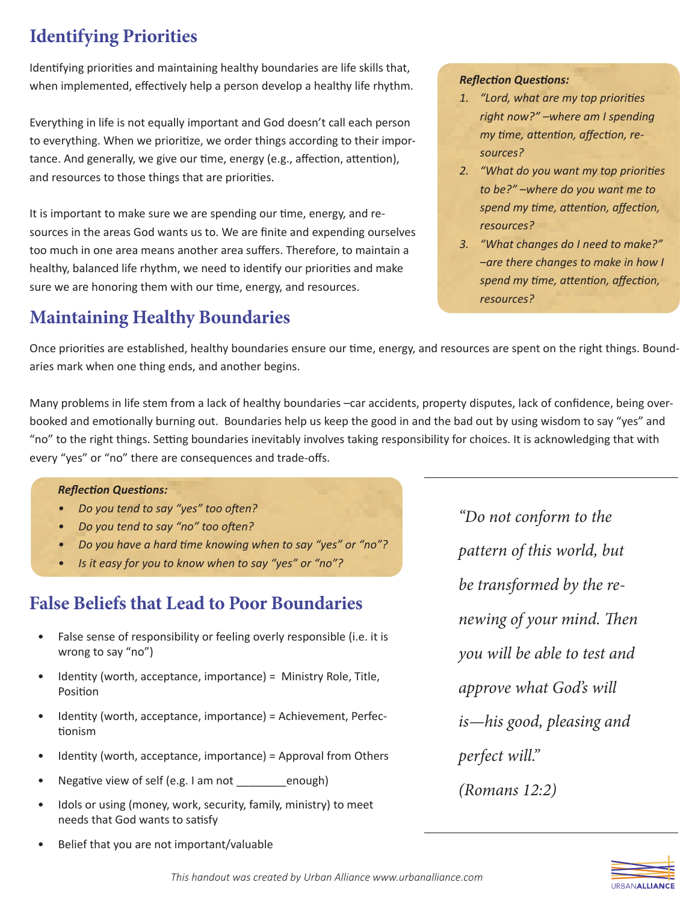# Identifying Priorities

Identifying priorities and maintaining healthy boundaries are life skills that, when implemented, effectively help a person develop a healthy life rhythm.

Everything in life is not equally important and God doesn't call each person to everything. When we prioritize, we order things according to their importance. And generally, we give our time, energy (e.g., affection, attention), and resources to those things that are priorities.

It is important to make sure we are spending our time, energy, and resources in the areas God wants us to. We are finite and expending ourselves too much in one area means another area suffers. Therefore, to maintain a healthy, balanced life rhythm, we need to identify our priorities and make sure we are honoring them with our time, energy, and resources.

***Reflection Questions:***

1. *"Lord, what are my top priorities right now?" –where am I spending my time, attention, affection, resources?*
2. *"What do you want my top priorities to be?" –where do you want me to spend my time, attention, affection, resources?*
3. *"What changes do I need to make?" –are there changes to make in how I spend my time, attention, affection, resources?*

# Maintaining Healthy Boundaries

Once priorities are established, healthy boundaries ensure our time, energy, and resources are spent on the right things. Boundaries mark when one thing ends, and another begins.

Many problems in life stem from a lack of healthy boundaries –car accidents, property disputes, lack of confidence, being overbooked and emotionally burning out. Boundaries help us keep the good in and the bad out by using wisdom to say "yes" and "no" to the right things. Setting boundaries inevitably involves taking responsibility for choices. It is acknowledging that with every "yes" or "no" there are consequences and trade-offs.

***Reflection Questions:***

- *Do you tend to say "yes" too often?*
- *Do you tend to say "no" too often?*
- *Do you have a hard time knowing when to say "yes" or "no"?*
- *Is it easy for you to know when to say "yes" or "no"?*

# False Beliefs that Lead to Poor Boundaries

- False sense of responsibility or feeling overly responsible (i.e. it is wrong to say "no")
- Identity (worth, acceptance, importance) = Ministry Role, Title, Position
- Identity (worth, acceptance, importance) = Achievement, Perfectionism
- Identity (worth, acceptance, importance) = Approval from Others
- Negative view of self (e.g. I am not ________enough)
- Idols or using (money, work, security, family, ministry) to meet needs that God wants to satisfy
- Belief that you are not important/valuable

*"Do not conform to the pattern of this world, but be transformed by the renewing of your mind. Then you will be able to test and approve what God's will is—his good, pleasing and perfect will."*

*(Romans 12:2)*

*This handout was created by Urban Alliance www.urbanalliance.com*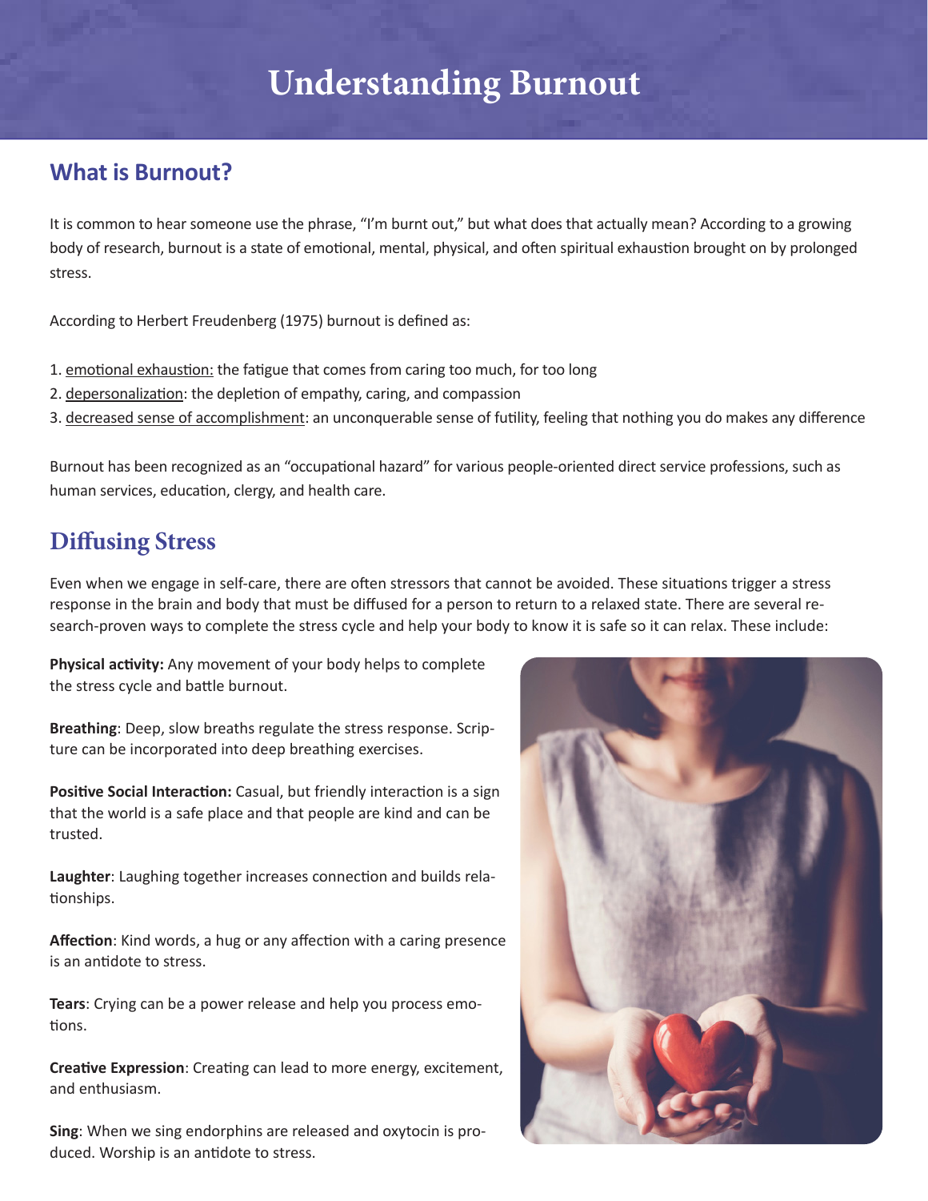# Understanding Burnout

## What is Burnout?

It is common to hear someone use the phrase, "I'm burnt out," but what does that actually mean? According to a growing body of research, burnout is a state of emotional, mental, physical, and often spiritual exhaustion brought on by prolonged stress.

According to Herbert Freudenberg (1975) burnout is defined as:

1. emotional exhaustion: the fatigue that comes from caring too much, for too long
2. depersonalization: the depletion of empathy, caring, and compassion
3. decreased sense of accomplishment: an unconquerable sense of futility, feeling that nothing you do makes any difference

Burnout has been recognized as an "occupational hazard" for various people-oriented direct service professions, such as human services, education, clergy, and health care.

## Diffusing Stress

Even when we engage in self-care, there are often stressors that cannot be avoided. These situations trigger a stress response in the brain and body that must be diffused for a person to return to a relaxed state. There are several research-proven ways to complete the stress cycle and help your body to know it is safe so it can relax. These include:

**Physical activity:** Any movement of your body helps to complete the stress cycle and battle burnout.

**Breathing**: Deep, slow breaths regulate the stress response. Scripture can be incorporated into deep breathing exercises.

**Positive Social Interaction:** Casual, but friendly interaction is a sign that the world is a safe place and that people are kind and can be trusted.

**Laughter**: Laughing together increases connection and builds relationships.

**Affection**: Kind words, a hug or any affection with a caring presence is an antidote to stress.

**Tears**: Crying can be a power release and help you process emotions.

**Creative Expression**: Creating can lead to more energy, excitement, and enthusiasm.

**Sing**: When we sing endorphins are released and oxytocin is produced. Worship is an antidote to stress.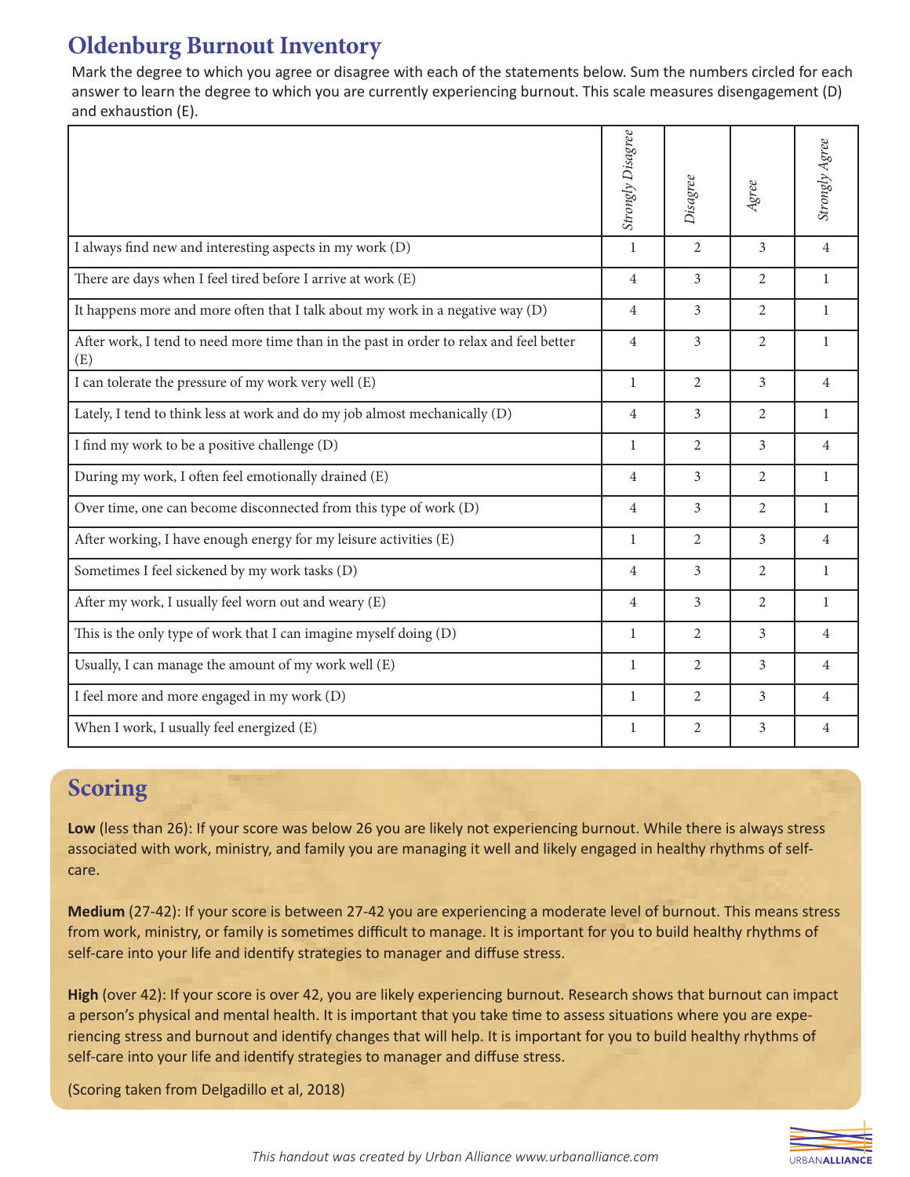# Oldenburg Burnout Inventory

Mark the degree to which you agree or disagree with each of the statements below. Sum the numbers circled for each answer to learn the degree to which you are currently experiencing burnout. This scale measures disengagement (D) and exhaustion (E).

| | *Strongly Disagree* | *Disagree* | *Agree* | *Strongly Agree* |
|---|---|---|---|---|
| I always find new and interesting aspects in my work (D) | 1 | 2 | 3 | 4 |
| There are days when I feel tired before I arrive at work (E) | 4 | 3 | 2 | 1 |
| It happens more and more often that I talk about my work in a negative way (D) | 4 | 3 | 2 | 1 |
| After work, I tend to need more time than in the past in order to relax and feel better (E) | 4 | 3 | 2 | 1 |
| I can tolerate the pressure of my work very well (E) | 1 | 2 | 3 | 4 |
| Lately, I tend to think less at work and do my job almost mechanically (D) | 4 | 3 | 2 | 1 |
| I find my work to be a positive challenge (D) | 1 | 2 | 3 | 4 |
| During my work, I often feel emotionally drained (E) | 4 | 3 | 2 | 1 |
| Over time, one can become disconnected from this type of work (D) | 4 | 3 | 2 | 1 |
| After working, I have enough energy for my leisure activities (E) | 1 | 2 | 3 | 4 |
| Sometimes I feel sickened by my work tasks (D) | 4 | 3 | 2 | 1 |
| After my work, I usually feel worn out and weary (E) | 4 | 3 | 2 | 1 |
| This is the only type of work that I can imagine myself doing (D) | 1 | 2 | 3 | 4 |
| Usually, I can manage the amount of my work well (E) | 1 | 2 | 3 | 4 |
| I feel more and more engaged in my work (D) | 1 | 2 | 3 | 4 |
| When I work, I usually feel energized (E) | 1 | 2 | 3 | 4 |

## Scoring

**Low** (less than 26): If your score was below 26 you are likely not experiencing burnout. While there is always stress associated with work, ministry, and family you are managing it well and likely engaged in healthy rhythms of self-care.

**Medium** (27-42): If your score is between 27-42 you are experiencing a moderate level of burnout. This means stress from work, ministry, or family is sometimes difficult to manage. It is important for you to build healthy rhythms of self-care into your life and identify strategies to manager and diffuse stress.

**High** (over 42): If your score is over 42, you are likely experiencing burnout. Research shows that burnout can impact a person's physical and mental health. It is important that you take time to assess situations where you are experiencing stress and burnout and identify changes that will help. It is important for you to build healthy rhythms of self-care into your life and identify strategies to manager and diffuse stress.

(Scoring taken from Delgadillo et al, 2018)

*This handout was created by Urban Alliance www.urbanalliance.com*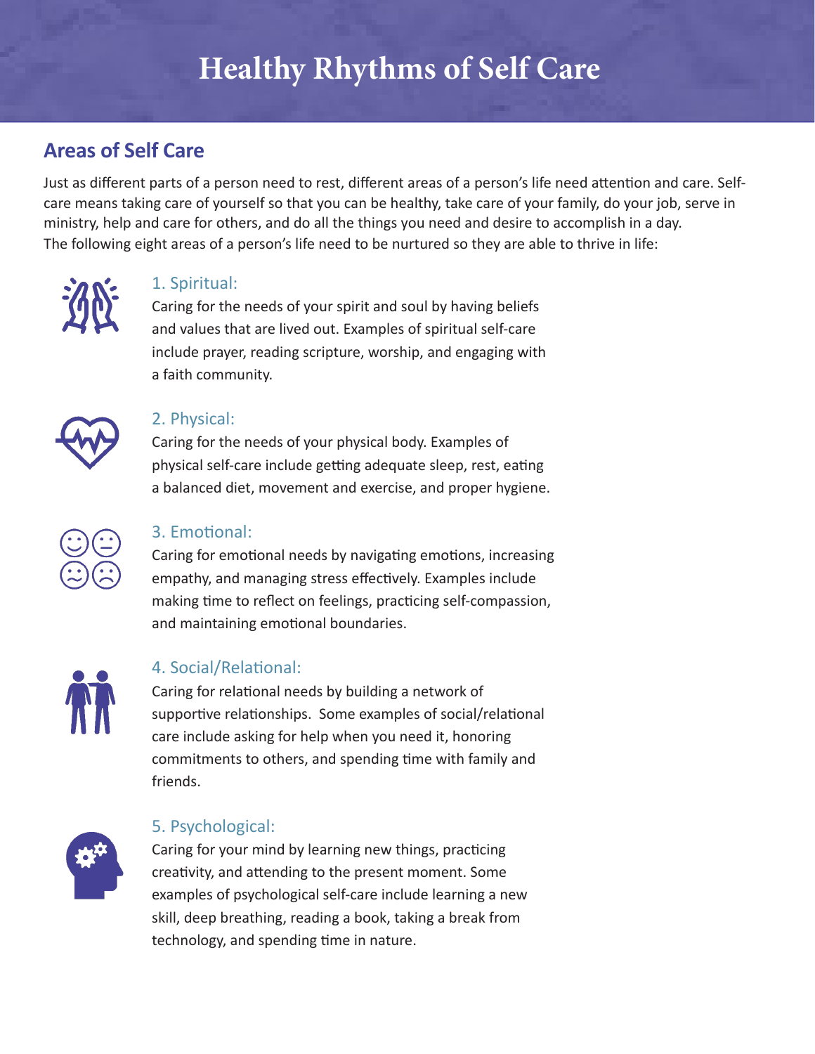# Healthy Rhythms of Self Care

## Areas of Self Care

Just as different parts of a person need to rest, different areas of a person's life need attention and care. Self-care means taking care of yourself so that you can be healthy, take care of your family, do your job, serve in ministry, help and care for others, and do all the things you need and desire to accomplish in a day. The following eight areas of a person's life need to be nurtured so they are able to thrive in life:

### 1. Spiritual:

Caring for the needs of your spirit and soul by having beliefs and values that are lived out. Examples of spiritual self-care include prayer, reading scripture, worship, and engaging with a faith community.

### 2. Physical:

Caring for the needs of your physical body. Examples of physical self-care include getting adequate sleep, rest, eating a balanced diet, movement and exercise, and proper hygiene.

### 3. Emotional:

Caring for emotional needs by navigating emotions, increasing empathy, and managing stress effectively. Examples include making time to reflect on feelings, practicing self-compassion, and maintaining emotional boundaries.

### 4. Social/Relational:

Caring for relational needs by building a network of supportive relationships. Some examples of social/relational care include asking for help when you need it, honoring commitments to others, and spending time with family and friends.

### 5. Psychological:

Caring for your mind by learning new things, practicing creativity, and attending to the present moment. Some examples of psychological self-care include learning a new skill, deep breathing, reading a book, taking a break from technology, and spending time in nature.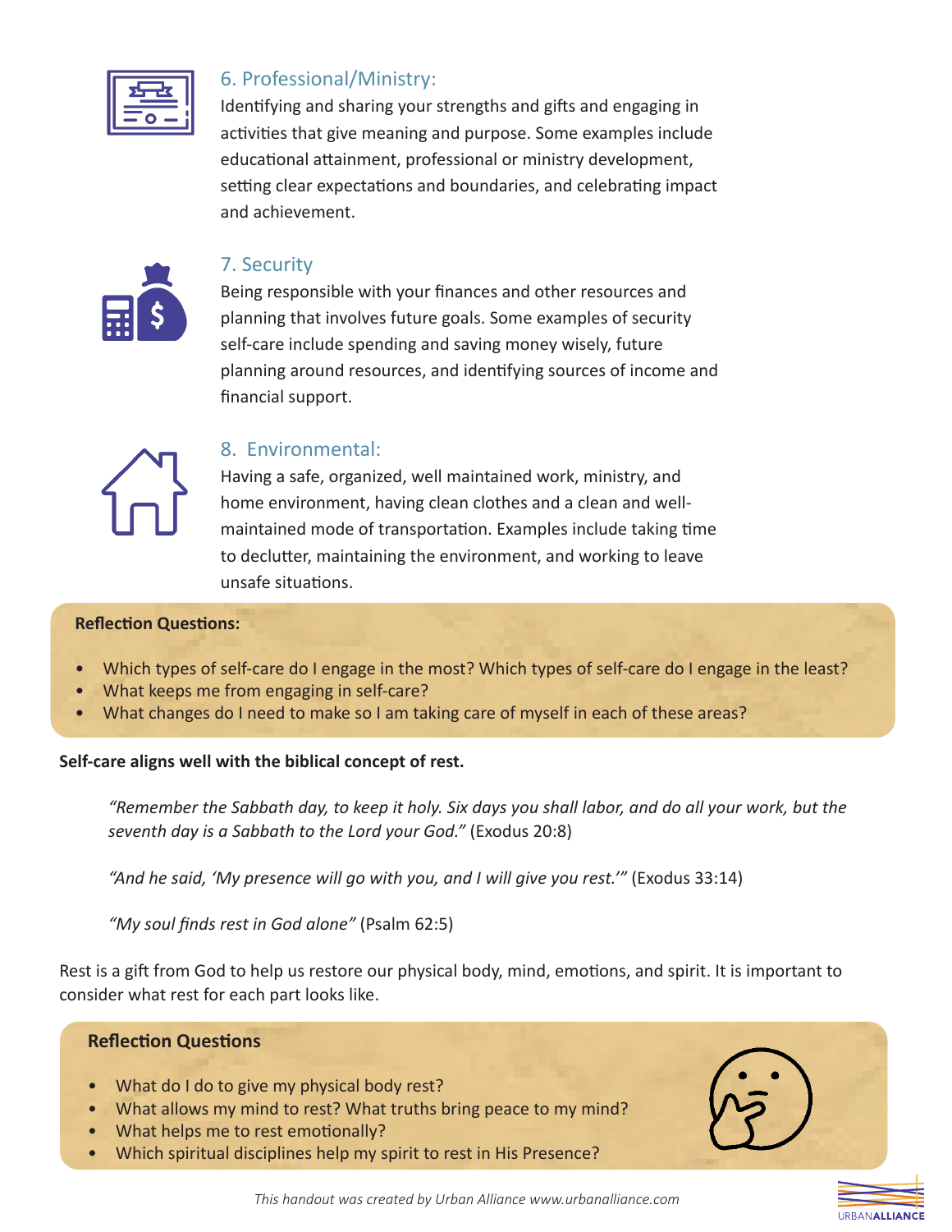### 6. Professional/Ministry:

Identifying and sharing your strengths and gifts and engaging in activities that give meaning and purpose. Some examples include educational attainment, professional or ministry development, setting clear expectations and boundaries, and celebrating impact and achievement.

### 7. Security

Being responsible with your finances and other resources and planning that involves future goals. Some examples of security self-care include spending and saving money wisely, future planning around resources, and identifying sources of income and financial support.

### 8. Environmental:

Having a safe, organized, well maintained work, ministry, and home environment, having clean clothes and a clean and well-maintained mode of transportation. Examples include taking time to declutter, maintaining the environment, and working to leave unsafe situations.

**Reflection Questions:**

- Which types of self-care do I engage in the most? Which types of self-care do I engage in the least?
- What keeps me from engaging in self-care?
- What changes do I need to make so I am taking care of myself in each of these areas?

**Self-care aligns well with the biblical concept of rest.**

> *"Remember the Sabbath day, to keep it holy. Six days you shall labor, and do all your work, but the seventh day is a Sabbath to the Lord your God."* (Exodus 20:8)
>
> *"And he said, 'My presence will go with you, and I will give you rest.'"* (Exodus 33:14)
>
> *"My soul finds rest in God alone"* (Psalm 62:5)

Rest is a gift from God to help us restore our physical body, mind, emotions, and spirit. It is important to consider what rest for each part looks like.

**Reflection Questions**

- What do I do to give my physical body rest?
- What allows my mind to rest? What truths bring peace to my mind?
- What helps me to rest emotionally?
- Which spiritual disciplines help my spirit to rest in His Presence?

*This handout was created by Urban Alliance www.urbanalliance.com*